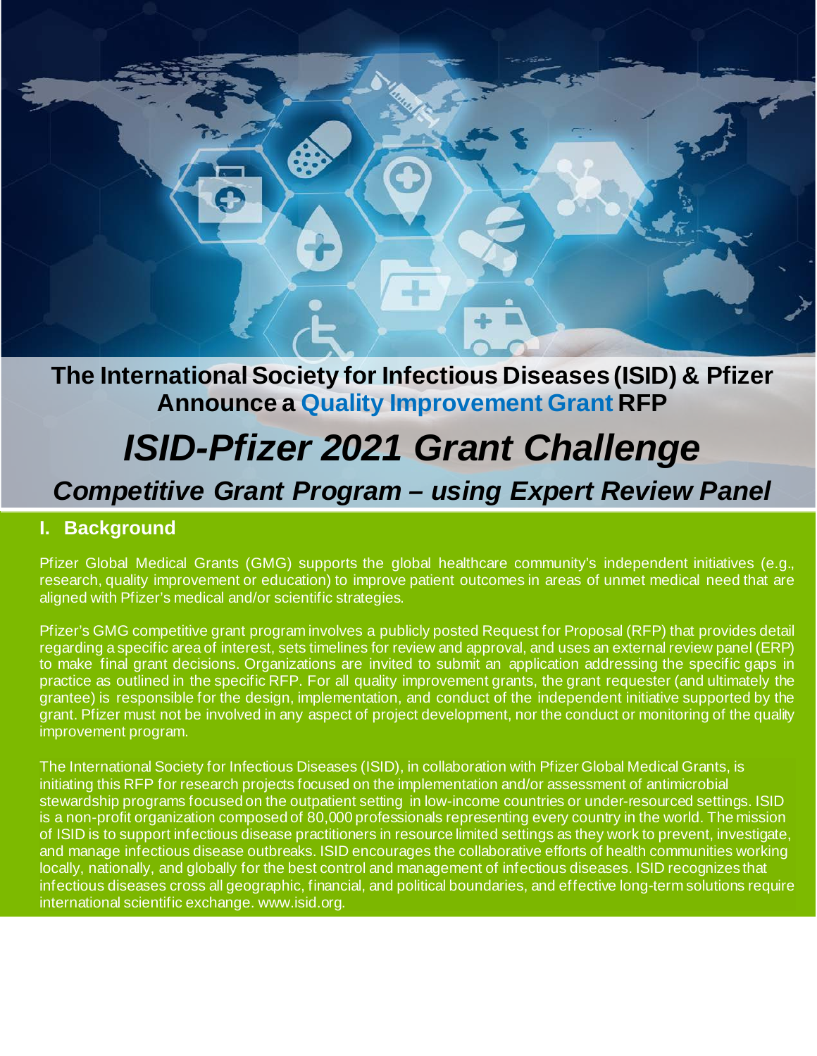# The International Society for Infectious Diseases (ISID) & Pfizer Announce a Quality Improvement Grant RFP

# *ISID-Pfizer 2021 Grant Challenge*

## *Competitive Grant Program – using Expert Review Panel*

## I. Background

Pfizer Global Medical Grants (GMG) supports the global healthcare community's independent initiatives (e.g., research, quality improvement or education) to improve patient outcomes in areas of unmet medical need that are aligned with Pfizer's medical and/or scientific strategies.

Pfizer's GMG competitive grant program involves a publicly posted Request for Proposal (RFP) that provides detail regarding a specific area of interest, sets timelines for review and approval, and uses an external review panel (ERP) to make final grant decisions. Organizations are invited to submit an application addressing the specific gaps in practice as outlined in the specific RFP. For all quality improvement grants, the grant requester (and ultimately the grantee) is responsible for the design, implementation, and conduct of the independent initiative supported by the grant. Pfizer must not be involved in any aspect of project development, nor the conduct or monitoring of the quality improvement program.

The International Society for Infectious Diseases (ISID), in collaboration with Pfizer Global Medical Grants, is initiating this RFP for research projects focused on the implementation and/or assessment of antimicrobial stewardship programs focused on the outpatient setting in low-income countries or under-resourced settings. ISID is a non-profit organization composed of 80,000 professionals representing every country in the world. The mission of ISID is to support infectious disease practitioners in resource limited settings as they work to prevent, investigate, and manage infectious disease outbreaks. ISID encourages the collaborative efforts of health communities working locally, nationally, and globally for the best control and management of infectious diseases. ISID recognizes that infectious diseases cross all geographic, financial, and political boundaries, and effective long-term solutions require international scientific exchange. www.isid.org.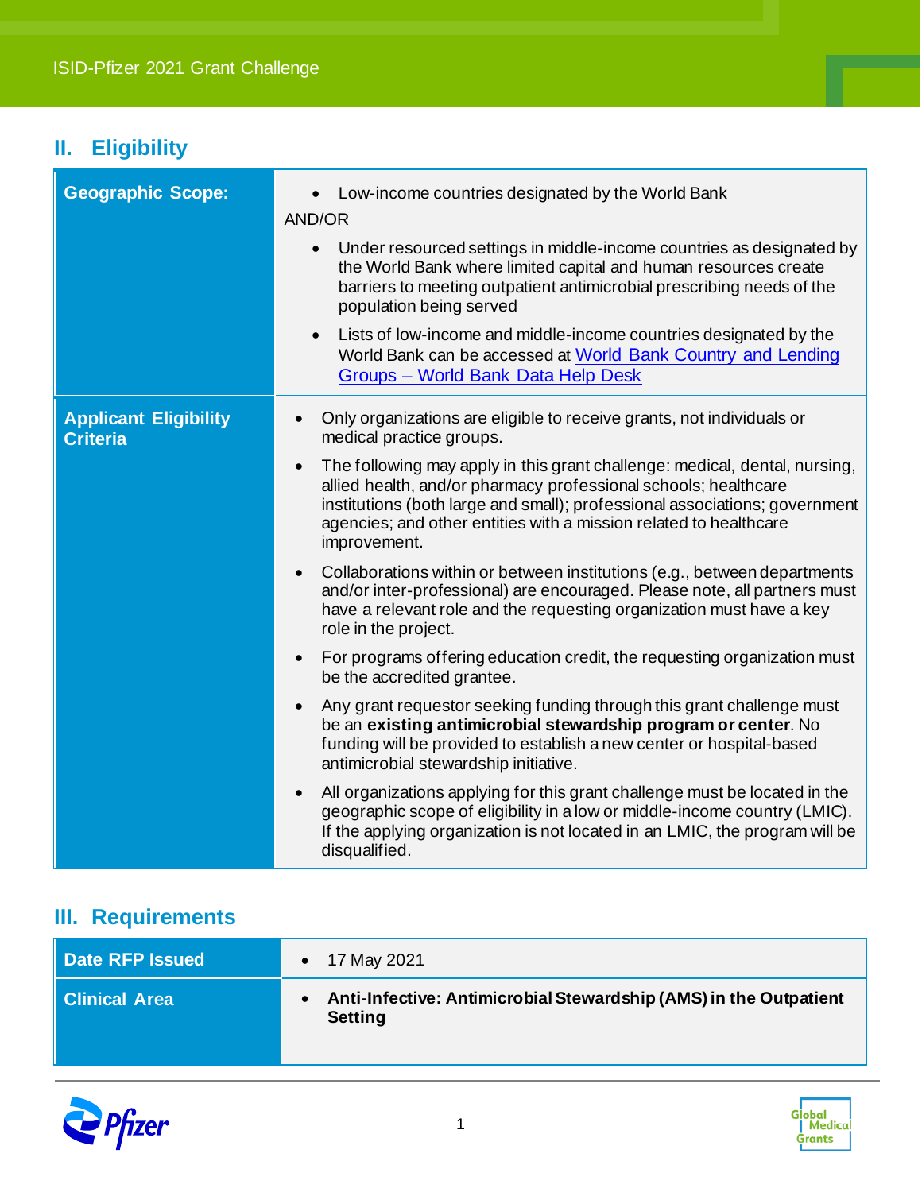## II. Eligibility

| | |
|---|---|
| **Geographic Scope:** | • Low-income countries designated by the World Bank<br>AND/OR<br>• Under resourced settings in middle-income countries as designated by the World Bank where limited capital and human resources create barriers to meeting outpatient antimicrobial prescribing needs of the population being served<br>• Lists of low-income and middle-income countries designated by the World Bank can be accessed at [World Bank Country and Lending Groups – World Bank Data Help Desk]() |
| **Applicant Eligibility Criteria** | • Only organizations are eligible to receive grants, not individuals or medical practice groups.<br>• The following may apply in this grant challenge: medical, dental, nursing, allied health, and/or pharmacy professional schools; healthcare institutions (both large and small); professional associations; government agencies; and other entities with a mission related to healthcare improvement.<br>• Collaborations within or between institutions (e.g., between departments and/or inter-professional) are encouraged. Please note, all partners must have a relevant role and the requesting organization must have a key role in the project.<br>• For programs offering education credit, the requesting organization must be the accredited grantee.<br>• Any grant requestor seeking funding through this grant challenge must be an **existing antimicrobial stewardship program or center**. No funding will be provided to establish a new center or hospital-based antimicrobial stewardship initiative.<br>• All organizations applying for this grant challenge must be located in the geographic scope of eligibility in a low or middle-income country (LMIC). If the applying organization is not located in an LMIC, the program will be disqualified. |

## III. Requirements

| | |
|---|---|
| **Date RFP Issued** | • 17 May 2021 |
| **Clinical Area** | • **Anti-Infective: Antimicrobial Stewardship (AMS) in the Outpatient Setting** |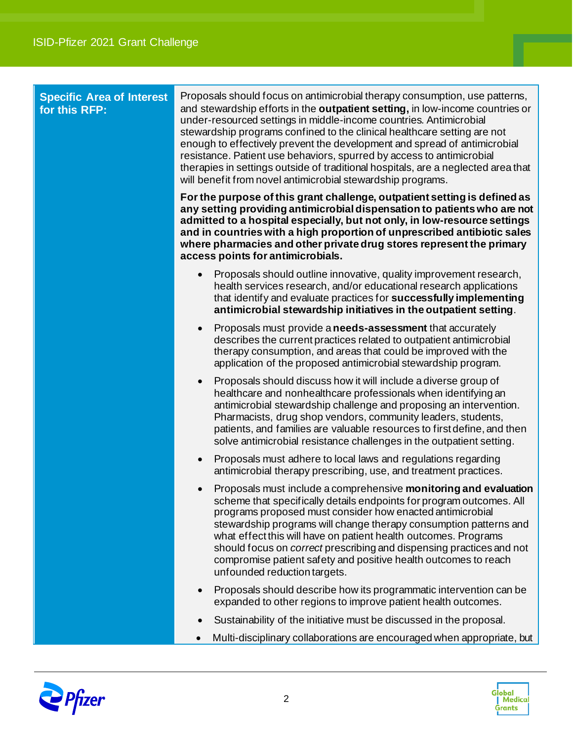| Specific Area of Interest for this RFP: | Proposals should focus on antimicrobial therapy consumption, use patterns, and stewardship efforts in the **outpatient setting,** in low-income countries or under-resourced settings in middle-income countries. Antimicrobial stewardship programs confined to the clinical healthcare setting are not enough to effectively prevent the development and spread of antimicrobial resistance. Patient use behaviors, spurred by access to antimicrobial therapies in settings outside of traditional hospitals, are a neglected area that will benefit from novel antimicrobial stewardship programs.<br><br>**For the purpose of this grant challenge, outpatient setting is defined as any setting providing antimicrobial dispensation to patients who are not admitted to a hospital especially, but not only, in low-resource settings and in countries with a high proportion of unprescribed antibiotic sales where pharmacies and other private drug stores represent the primary access points for antimicrobials.**<br><br>• Proposals should outline innovative, quality improvement research, health services research, and/or educational research applications that identify and evaluate practices for **successfully implementing antimicrobial stewardship initiatives in the outpatient setting**.<br><br>• Proposals must provide a **needs-assessment** that accurately describes the current practices related to outpatient antimicrobial therapy consumption, and areas that could be improved with the application of the proposed antimicrobial stewardship program.<br><br>• Proposals should discuss how it will include a diverse group of healthcare and nonhealthcare professionals when identifying an antimicrobial stewardship challenge and proposing an intervention. Pharmacists, drug shop vendors, community leaders, students, patients, and families are valuable resources to first define, and then solve antimicrobial resistance challenges in the outpatient setting.<br><br>• Proposals must adhere to local laws and regulations regarding antimicrobial therapy prescribing, use, and treatment practices.<br><br>• Proposals must include a comprehensive **monitoring and evaluation** scheme that specifically details endpoints for program outcomes. All programs proposed must consider how enacted antimicrobial stewardship programs will change therapy consumption patterns and what effect this will have on patient health outcomes. Programs should focus on *correct* prescribing and dispensing practices and not compromise patient safety and positive health outcomes to reach unfounded reduction targets.<br><br>• Proposals should describe how its programmatic intervention can be expanded to other regions to improve patient health outcomes.<br><br>• Sustainability of the initiative must be discussed in the proposal.<br><br>• Multi-disciplinary collaborations are encouraged when appropriate, but |
|---|---|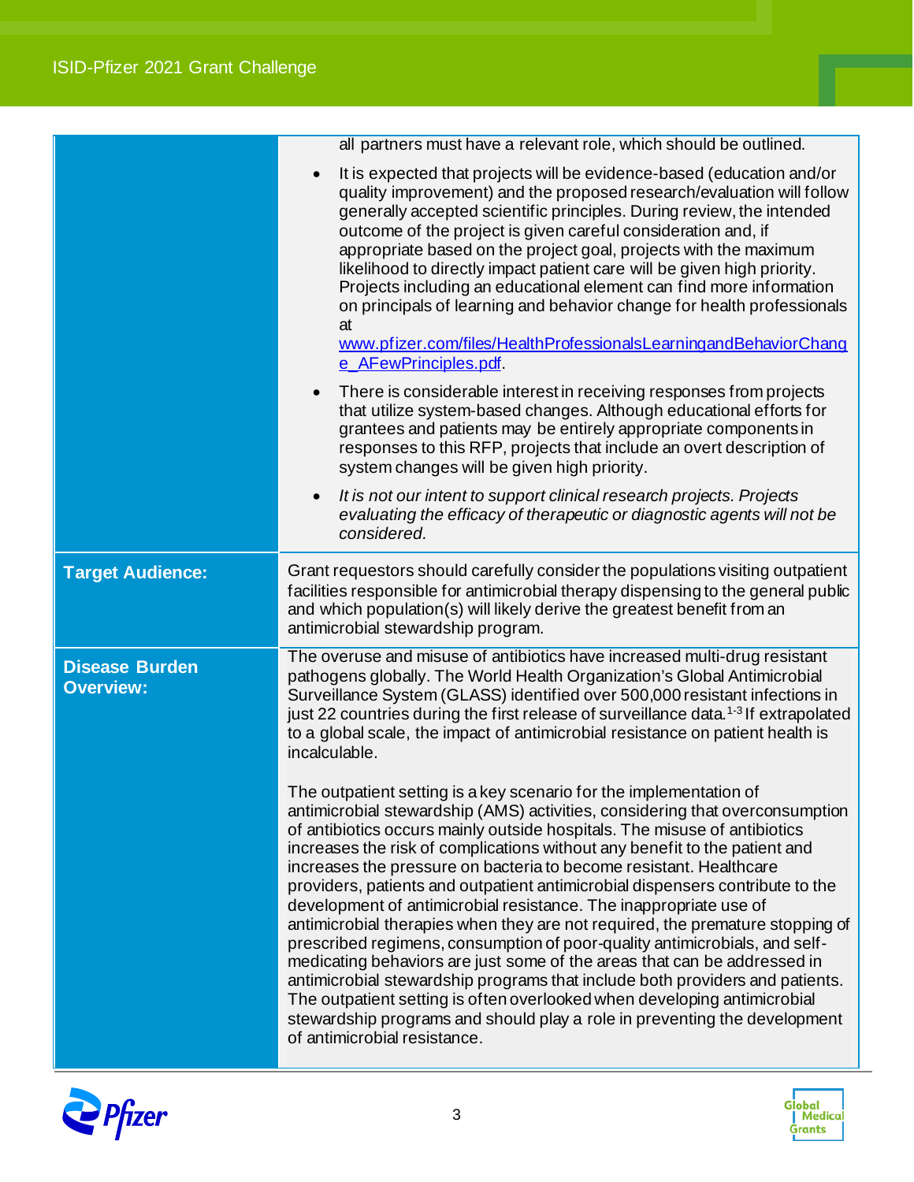| | |
|---|---|
| | all partners must have a relevant role, which should be outlined.<br><br>• It is expected that projects will be evidence-based (education and/or quality improvement) and the proposed research/evaluation will follow generally accepted scientific principles. During review, the intended outcome of the project is given careful consideration and, if appropriate based on the project goal, projects with the maximum likelihood to directly impact patient care will be given high priority. Projects including an educational element can find more information on principals of learning and behavior change for health professionals at [www.pfizer.com/files/HealthProfessionalsLearningandBehaviorChange_AFewPrinciples.pdf](www.pfizer.com/files/HealthProfessionalsLearningandBehaviorChange_AFewPrinciples.pdf).<br><br>• There is considerable interest in receiving responses from projects that utilize system-based changes. Although educational efforts for grantees and patients may be entirely appropriate components in responses to this RFP, projects that include an overt description of system changes will be given high priority.<br><br>• *It is not our intent to support clinical research projects. Projects evaluating the efficacy of therapeutic or diagnostic agents will not be considered.* |
| **Target Audience:** | Grant requestors should carefully consider the populations visiting outpatient facilities responsible for antimicrobial therapy dispensing to the general public and which population(s) will likely derive the greatest benefit from an antimicrobial stewardship program. |
| **Disease Burden Overview:** | The overuse and misuse of antibiotics have increased multi-drug resistant pathogens globally. The World Health Organization's Global Antimicrobial Surveillance System (GLASS) identified over 500,000 resistant infections in just 22 countries during the first release of surveillance data.[1-3] If extrapolated to a global scale, the impact of antimicrobial resistance on patient health is incalculable.<br><br>The outpatient setting is a key scenario for the implementation of antimicrobial stewardship (AMS) activities, considering that overconsumption of antibiotics occurs mainly outside hospitals. The misuse of antibiotics increases the risk of complications without any benefit to the patient and increases the pressure on bacteria to become resistant. Healthcare providers, patients and outpatient antimicrobial dispensers contribute to the development of antimicrobial resistance. The inappropriate use of antimicrobial therapies when they are not required, the premature stopping of prescribed regimens, consumption of poor-quality antimicrobials, and self-medicating behaviors are just some of the areas that can be addressed in antimicrobial stewardship programs that include both providers and patients. The outpatient setting is often overlooked when developing antimicrobial stewardship programs and should play a role in preventing the development of antimicrobial resistance. |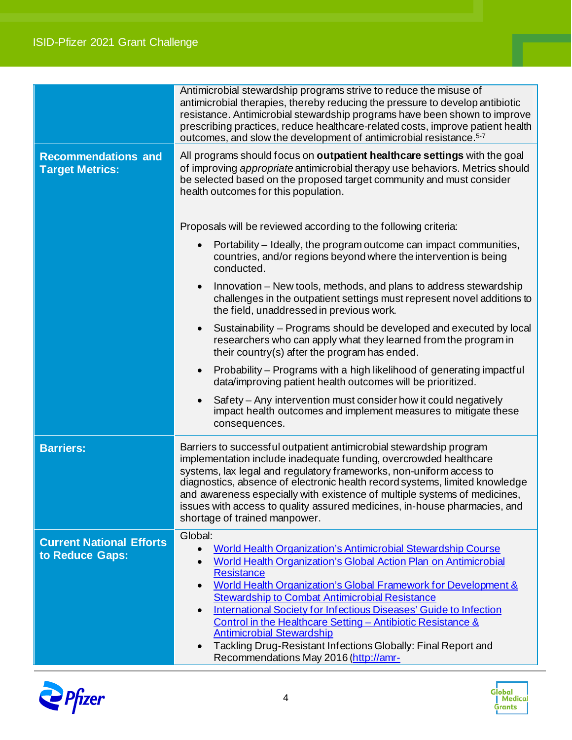| | |
|---|---|
| | Antimicrobial stewardship programs strive to reduce the misuse of antimicrobial therapies, thereby reducing the pressure to develop antibiotic resistance. Antimicrobial stewardship programs have been shown to improve prescribing practices, reduce healthcare-related costs, improve patient health outcomes, and slow the development of antimicrobial resistance.[5-7] |
| **Recommendations and Target Metrics:** | All programs should focus on **outpatient healthcare settings** with the goal of improving *appropriate* antimicrobial therapy use behaviors. Metrics should be selected based on the proposed target community and must consider health outcomes for this population.<br><br>Proposals will be reviewed according to the following criteria:<br>• Portability – Ideally, the program outcome can impact communities, countries, and/or regions beyond where the intervention is being conducted.<br>• Innovation – New tools, methods, and plans to address stewardship challenges in the outpatient settings must represent novel additions to the field, unaddressed in previous work.<br>• Sustainability – Programs should be developed and executed by local researchers who can apply what they learned from the program in their country(s) after the program has ended.<br>• Probability – Programs with a high likelihood of generating impactful data/improving patient health outcomes will be prioritized.<br>• Safety – Any intervention must consider how it could negatively impact health outcomes and implement measures to mitigate these consequences. |
| **Barriers:** | Barriers to successful outpatient antimicrobial stewardship program implementation include inadequate funding, overcrowded healthcare systems, lax legal and regulatory frameworks, non-uniform access to diagnostics, absence of electronic health record systems, limited knowledge and awareness especially with existence of multiple systems of medicines, issues with access to quality assured medicines, in-house pharmacies, and shortage of trained manpower. |
| **Current National Efforts to Reduce Gaps:** | Global:<br>• World Health Organization's Antimicrobial Stewardship Course<br>• World Health Organization's Global Action Plan on Antimicrobial Resistance<br>• World Health Organization's Global Framework for Development & Stewardship to Combat Antimicrobial Resistance<br>• International Society for Infectious Diseases' Guide to Infection Control in the Healthcare Setting – Antibiotic Resistance & Antimicrobial Stewardship<br>• Tackling Drug-Resistant Infections Globally: Final Report and Recommendations May 2016 (http://amr- |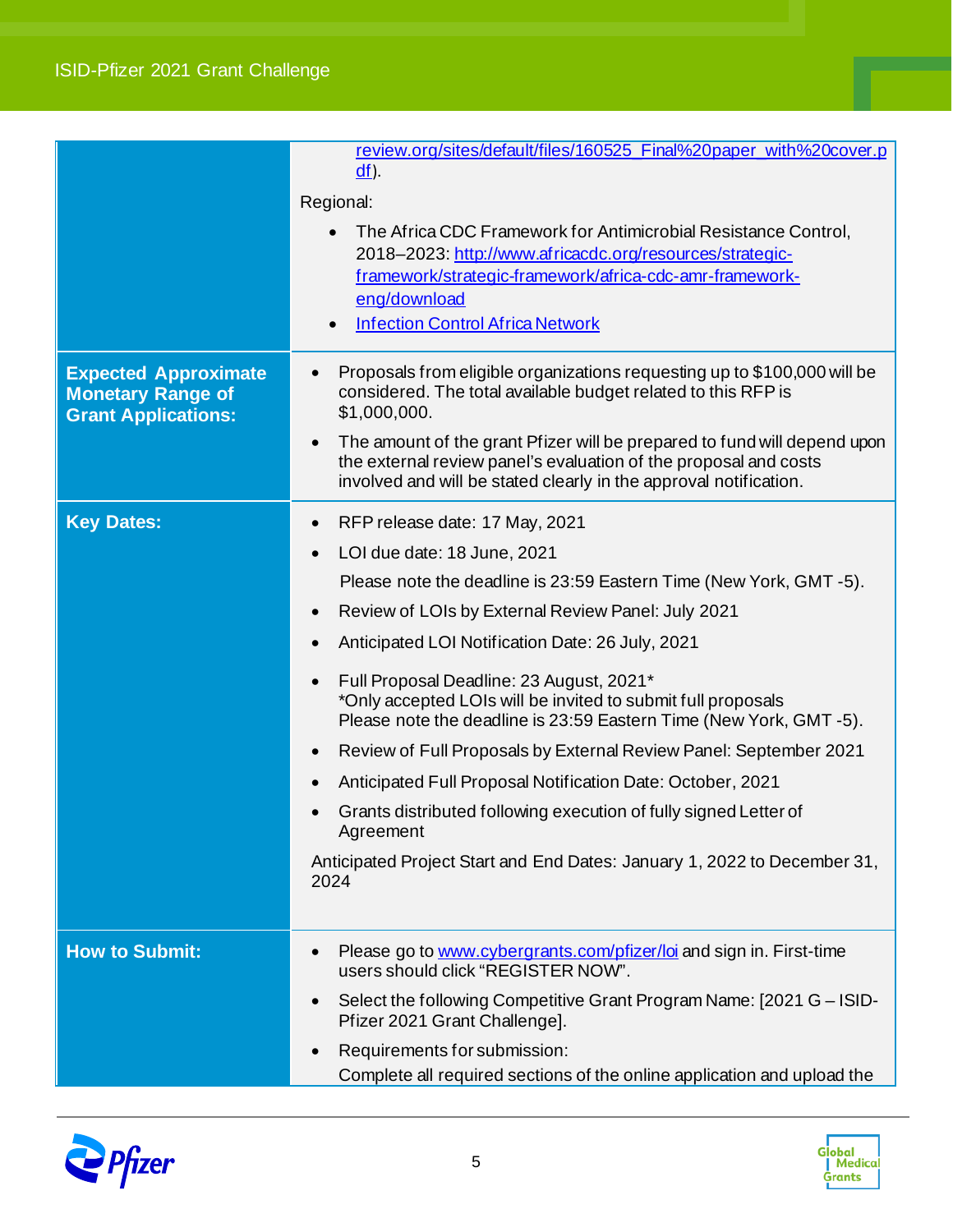| | |
|---|---|
| | review.org/sites/default/files/160525_Final%20paper_with%20cover.pdf).<br><br>Regional:<br><br>• The Africa CDC Framework for Antimicrobial Resistance Control, 2018–2023: http://www.africacdc.org/resources/strategic-framework/strategic-framework/africa-cdc-amr-framework-eng/download<br>• Infection Control Africa Network |
| **Expected Approximate Monetary Range of Grant Applications:** | • Proposals from eligible organizations requesting up to $100,000 will be considered. The total available budget related to this RFP is $1,000,000.<br>• The amount of the grant Pfizer will be prepared to fund will depend upon the external review panel's evaluation of the proposal and costs involved and will be stated clearly in the approval notification. |
| **Key Dates:** | • RFP release date: 17 May, 2021<br>• LOI due date: 18 June, 2021<br>Please note the deadline is 23:59 Eastern Time (New York, GMT -5).<br>• Review of LOIs by External Review Panel: July 2021<br>• Anticipated LOI Notification Date: 26 July, 2021<br>• Full Proposal Deadline: 23 August, 2021*<br>*Only accepted LOIs will be invited to submit full proposals<br>Please note the deadline is 23:59 Eastern Time (New York, GMT -5).<br>• Review of Full Proposals by External Review Panel: September 2021<br>• Anticipated Full Proposal Notification Date: October, 2021<br>• Grants distributed following execution of fully signed Letter of Agreement<br><br>Anticipated Project Start and End Dates: January 1, 2022 to December 31, 2024 |
| **How to Submit:** | • Please go to www.cybergrants.com/pfizer/loi and sign in. First-time users should click "REGISTER NOW".<br>• Select the following Competitive Grant Program Name: [2021 G – ISID-Pfizer 2021 Grant Challenge].<br>• Requirements for submission:<br>Complete all required sections of the online application and upload the |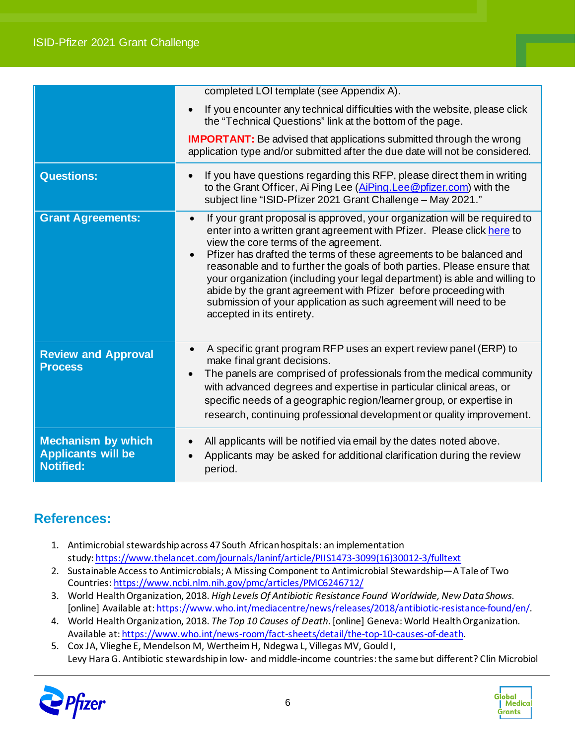| | |
|---|---|
| | completed LOI template (see Appendix A).<br>• If you encounter any technical difficulties with the website, please click the "Technical Questions" link at the bottom of the page.<br>**IMPORTANT:** Be advised that applications submitted through the wrong application type and/or submitted after the due date will not be considered. |
| **Questions:** | • If you have questions regarding this RFP, please direct them in writing to the Grant Officer, Ai Ping Lee (AiPing.Lee@pfizer.com) with the subject line "ISID-Pfizer 2021 Grant Challenge – May 2021." |
| **Grant Agreements:** | • If your grant proposal is approved, your organization will be required to enter into a written grant agreement with Pfizer. Please click here to view the core terms of the agreement.<br>• Pfizer has drafted the terms of these agreements to be balanced and reasonable and to further the goals of both parties. Please ensure that your organization (including your legal department) is able and willing to abide by the grant agreement with Pfizer before proceeding with submission of your application as such agreement will need to be accepted in its entirety. |
| **Review and Approval Process** | • A specific grant program RFP uses an expert review panel (ERP) to make final grant decisions.<br>• The panels are comprised of professionals from the medical community with advanced degrees and expertise in particular clinical areas, or specific needs of a geographic region/learner group, or expertise in research, continuing professional development or quality improvement. |
| **Mechanism by which Applicants will be Notified:** | • All applicants will be notified via email by the dates noted above.<br>• Applicants may be asked for additional clarification during the review period. |

## References:

1. Antimicrobial stewardship across 47 South African hospitals: an implementation study: https://www.thelancet.com/journals/laninf/article/PIIS1473-3099(16)30012-3/fulltext
2. Sustainable Access to Antimicrobials; A Missing Component to Antimicrobial Stewardship—A Tale of Two Countries: https://www.ncbi.nlm.nih.gov/pmc/articles/PMC6246712/
3. World Health Organization, 2018. *High Levels Of Antibiotic Resistance Found Worldwide, New Data Shows*. [online] Available at: https://www.who.int/mediacentre/news/releases/2018/antibiotic-resistance-found/en/.
4. World Health Organization, 2018. *The Top 10 Causes of Death*. [online] Geneva: World Health Organization. Available at: https://www.who.int/news-room/fact-sheets/detail/the-top-10-causes-of-death.
5. Cox JA, Vlieghe E, Mendelson M, Wertheim H, Ndegwa L, Villegas MV, Gould I, Levy Hara G. Antibiotic stewardship in low- and middle-income countries: the same but different? Clin Microbiol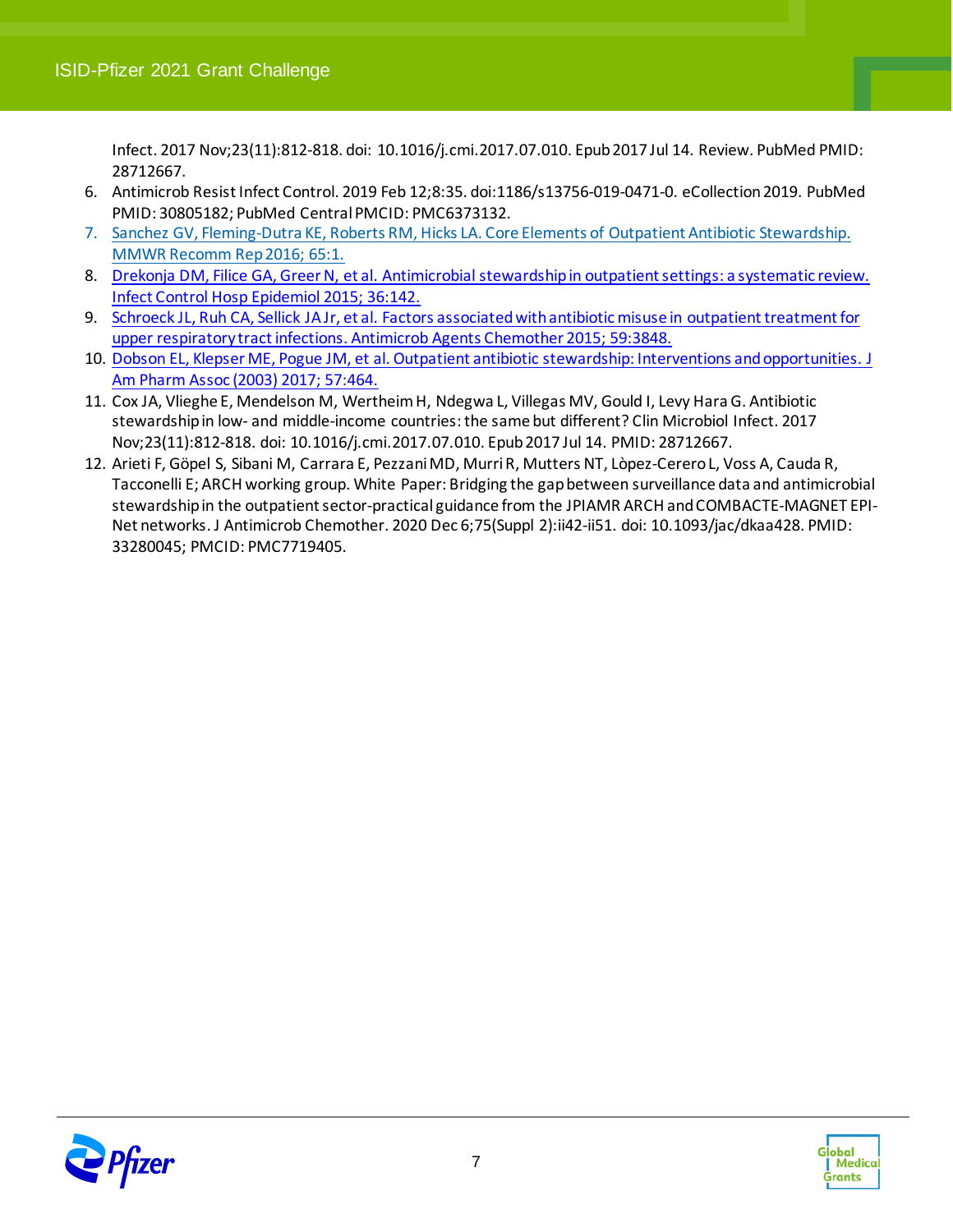Infect. 2017 Nov;23(11):812-818. doi: 10.1016/j.cmi.2017.07.010. Epub 2017 Jul 14. Review. PubMed PMID: 28712667.

6. Antimicrob Resist Infect Control. 2019 Feb 12;8:35. doi:1186/s13756-019-0471-0. eCollection 2019. PubMed PMID: 30805182; PubMed Central PMCID: PMC6373132.
7. Sanchez GV, Fleming-Dutra KE, Roberts RM, Hicks LA. Core Elements of Outpatient Antibiotic Stewardship. MMWR Recomm Rep 2016; 65:1.
8. Drekonja DM, Filice GA, Greer N, et al. Antimicrobial stewardship in outpatient settings: a systematic review. Infect Control Hosp Epidemiol 2015; 36:142.
9. Schroeck JL, Ruh CA, Sellick JA Jr, et al. Factors associated with antibiotic misuse in outpatient treatment for upper respiratory tract infections. Antimicrob Agents Chemother 2015; 59:3848.
10. Dobson EL, Klepser ME, Pogue JM, et al. Outpatient antibiotic stewardship: Interventions and opportunities. J Am Pharm Assoc (2003) 2017; 57:464.
11. Cox JA, Vlieghe E, Mendelson M, Wertheim H, Ndegwa L, Villegas MV, Gould I, Levy Hara G. Antibiotic stewardship in low- and middle-income countries: the same but different? Clin Microbiol Infect. 2017 Nov;23(11):812-818. doi: 10.1016/j.cmi.2017.07.010. Epub 2017 Jul 14. PMID: 28712667.
12. Arieti F, Göpel S, Sibani M, Carrara E, Pezzani MD, Murri R, Mutters NT, Lòpez-Cerero L, Voss A, Cauda R, Tacconelli E; ARCH working group. White Paper: Bridging the gap between surveillance data and antimicrobial stewardship in the outpatient sector-practical guidance from the JPIAMR ARCH and COMBACTE-MAGNET EPI-Net networks. J Antimicrob Chemother. 2020 Dec 6;75(Suppl 2):ii42-ii51. doi: 10.1093/jac/dkaa428. PMID: 33280045; PMCID: PMC7719405.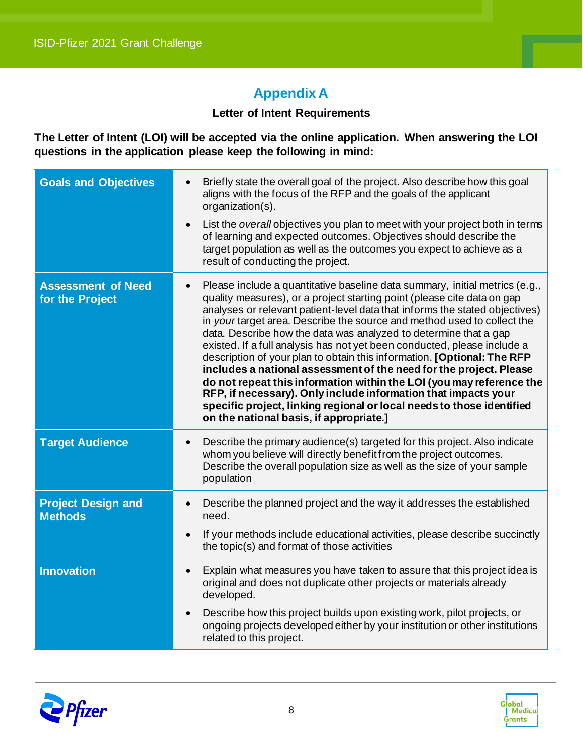## Appendix A

**Letter of Intent Requirements**

**The Letter of Intent (LOI) will be accepted via the online application. When answering the LOI questions in the application please keep the following in mind:**

| | |
|---|---|
| **Goals and Objectives** | • Briefly state the overall goal of the project. Also describe how this goal aligns with the focus of the RFP and the goals of the applicant organization(s).<br>• List the *overall* objectives you plan to meet with your project both in terms of learning and expected outcomes. Objectives should describe the target population as well as the outcomes you expect to achieve as a result of conducting the project. |
| **Assessment of Need for the Project** | • Please include a quantitative baseline data summary, initial metrics (e.g., quality measures), or a project starting point (please cite data on gap analyses or relevant patient-level data that informs the stated objectives) in *your* target area. Describe the source and method used to collect the data. Describe how the data was analyzed to determine that a gap existed. If a full analysis has not yet been conducted, please include a description of your plan to obtain this information. **[Optional: The RFP includes a national assessment of the need for the project. Please do not repeat this information within the LOI (you may reference the RFP, if necessary). Only include information that impacts your specific project, linking regional or local needs to those identified on the national basis, if appropriate.]** |
| **Target Audience** | • Describe the primary audience(s) targeted for this project. Also indicate whom you believe will directly benefit from the project outcomes. Describe the overall population size as well as the size of your sample population |
| **Project Design and Methods** | • Describe the planned project and the way it addresses the established need.<br>• If your methods include educational activities, please describe succinctly the topic(s) and format of those activities |
| **Innovation** | • Explain what measures you have taken to assure that this project idea is original and does not duplicate other projects or materials already developed.<br>• Describe how this project builds upon existing work, pilot projects, or ongoing projects developed either by your institution or other institutions related to this project. |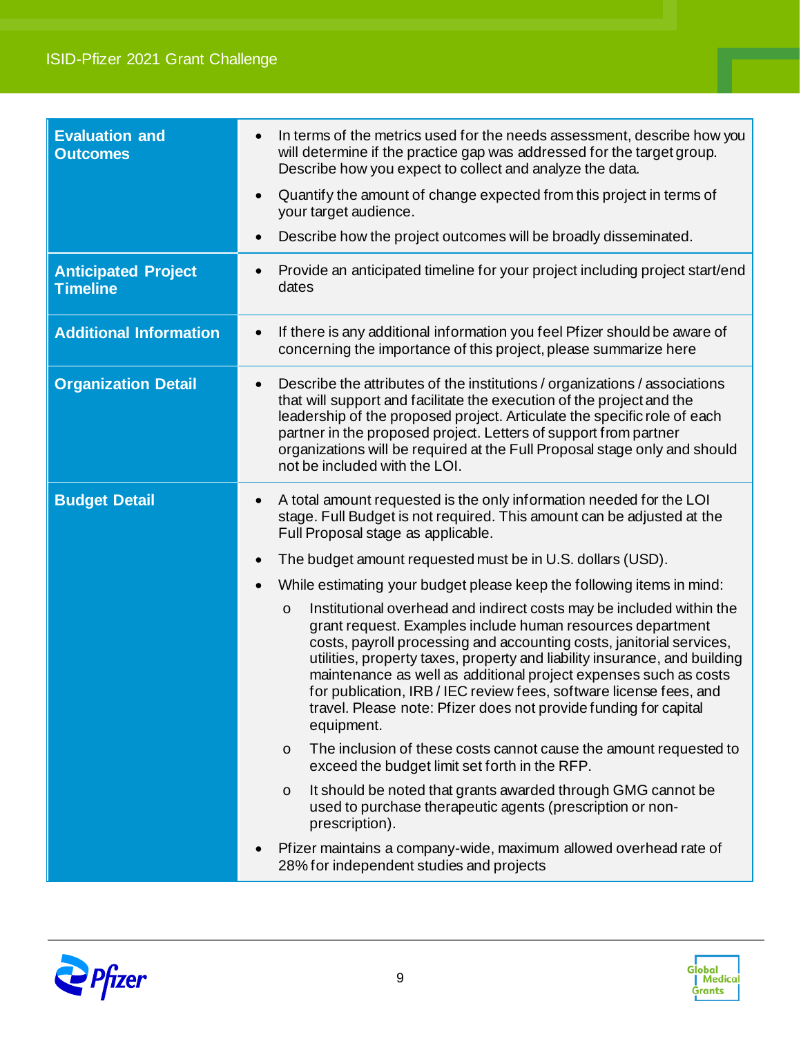| | |
|---|---|
| **Evaluation and Outcomes** | • In terms of the metrics used for the needs assessment, describe how you will determine if the practice gap was addressed for the target group. Describe how you expect to collect and analyze the data.<br>• Quantify the amount of change expected from this project in terms of your target audience.<br>• Describe how the project outcomes will be broadly disseminated. |
| **Anticipated Project Timeline** | • Provide an anticipated timeline for your project including project start/end dates |
| **Additional Information** | • If there is any additional information you feel Pfizer should be aware of concerning the importance of this project, please summarize here |
| **Organization Detail** | • Describe the attributes of the institutions / organizations / associations that will support and facilitate the execution of the project and the leadership of the proposed project. Articulate the specific role of each partner in the proposed project. Letters of support from partner organizations will be required at the Full Proposal stage only and should not be included with the LOI. |
| **Budget Detail** | • A total amount requested is the only information needed for the LOI stage. Full Budget is not required. This amount can be adjusted at the Full Proposal stage as applicable.<br>• The budget amount requested must be in U.S. dollars (USD).<br>• While estimating your budget please keep the following items in mind:<br>&nbsp;&nbsp;&nbsp;&nbsp;o Institutional overhead and indirect costs may be included within the grant request. Examples include human resources department costs, payroll processing and accounting costs, janitorial services, utilities, property taxes, property and liability insurance, and building maintenance as well as additional project expenses such as costs for publication, IRB / IEC review fees, software license fees, and travel. Please note: Pfizer does not provide funding for capital equipment.<br>&nbsp;&nbsp;&nbsp;&nbsp;o The inclusion of these costs cannot cause the amount requested to exceed the budget limit set forth in the RFP.<br>&nbsp;&nbsp;&nbsp;&nbsp;o It should be noted that grants awarded through GMG cannot be used to purchase therapeutic agents (prescription or non-prescription).<br>• Pfizer maintains a company-wide, maximum allowed overhead rate of 28% for independent studies and projects |